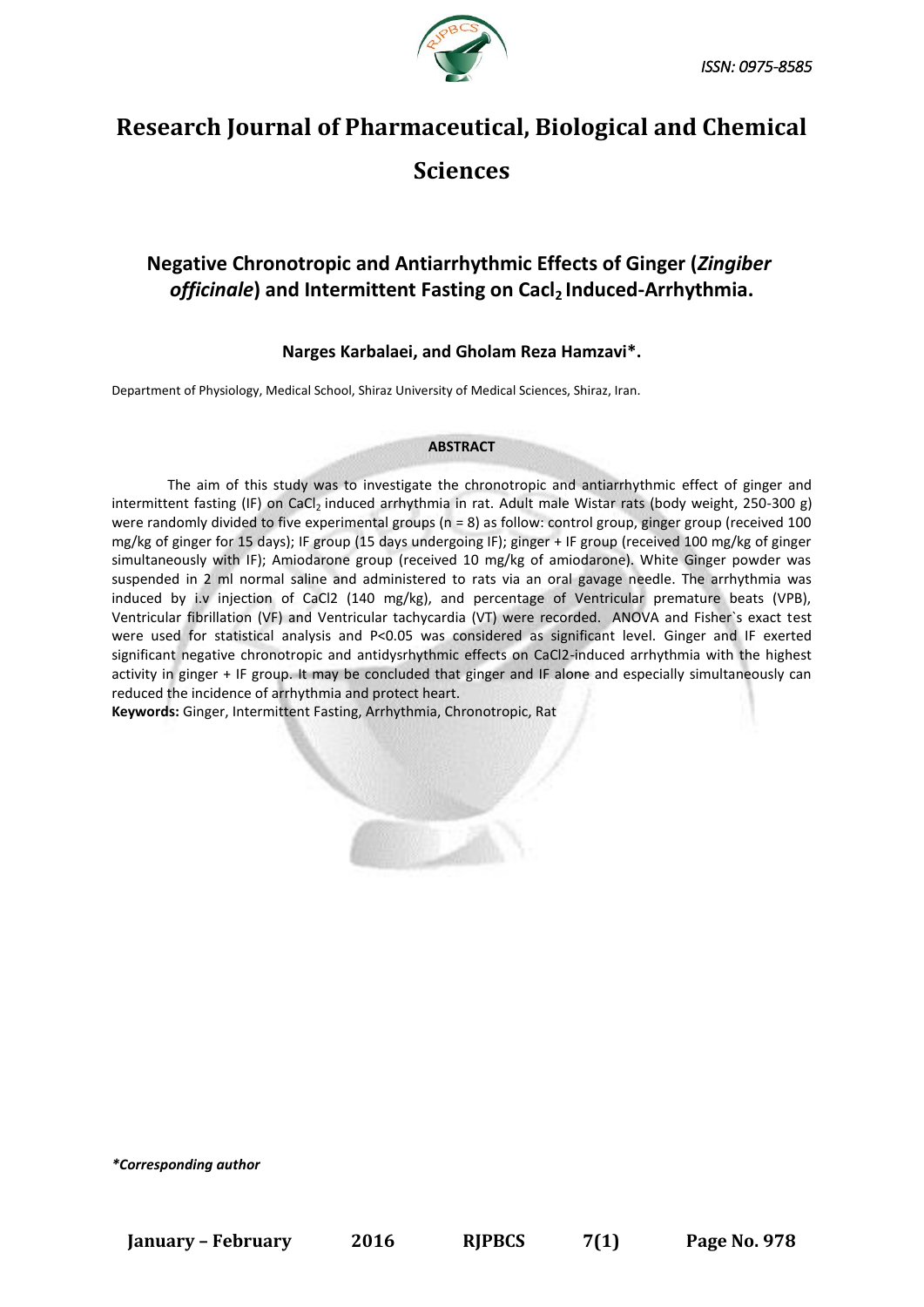# Research Journal of Pharmaceutical, Biological and Chemical Sciences

## Negative Chronotropic and Antiarrhythmic Effects of Ginger (*Zingiber officinale*) and Intermittent Fasting on $Cacl_2$ Induced-Arrhythmia.

**Narges Karbalaei, and Gholam Reza Hamzavi*.**

Department of Physiology, Medical School, Shiraz University of Medical Sciences, Shiraz, Iran.

**ABSTRACT**

The aim of this study was to investigate the chronotropic and antiarrhythmic effect of ginger and intermittent fasting (IF) on $CaCl_2$ induced arrhythmia in rat. Adult male Wistar rats (body weight, 250-300 g) were randomly divided to five experimental groups (n = 8) as follow: control group, ginger group (received 100 mg/kg of ginger for 15 days); IF group (15 days undergoing IF); ginger + IF group (received 100 mg/kg of ginger simultaneously with IF); Amiodarone group (received 10 mg/kg of amiodarone). White Ginger powder was suspended in 2 ml normal saline and administered to rats via an oral gavage needle. The arrhythmia was induced by i.v injection of CaCl2 (140 mg/kg), and percentage of Ventricular premature beats (VPB), Ventricular fibrillation (VF) and Ventricular tachycardia (VT) were recorded. ANOVA and Fisher`s exact test were used for statistical analysis and P<0.05 was considered as significant level. Ginger and IF exerted significant negative chronotropic and antidysrhythmic effects on CaCl2-induced arrhythmia with the highest activity in ginger + IF group. It may be concluded that ginger and IF alone and especially simultaneously can reduced the incidence of arrhythmia and protect heart.

**Keywords:** Ginger, Intermittent Fasting, Arrhythmia, Chronotropic, Rat

***Corresponding author***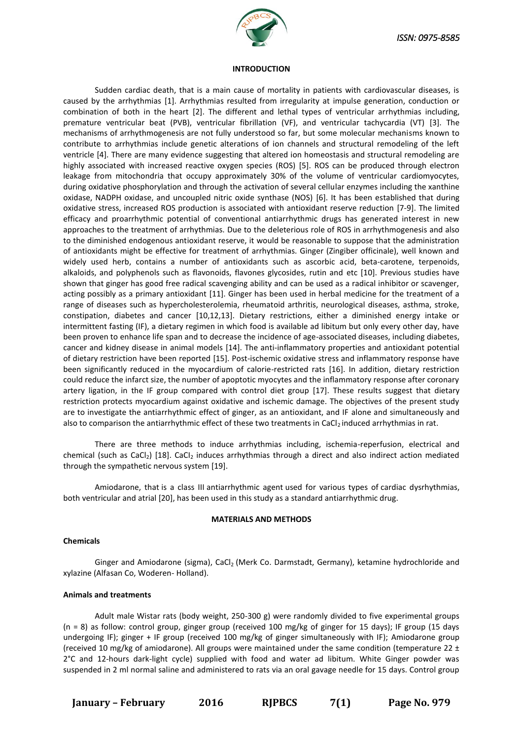## INTRODUCTION

Sudden cardiac death, that is a main cause of mortality in patients with cardiovascular diseases, is caused by the arrhythmias [1]. Arrhythmias resulted from irregularity at impulse generation, conduction or combination of both in the heart [2]. The different and lethal types of ventricular arrhythmias including, premature ventricular beat (PVB), ventricular fibrillation (VF), and ventricular tachycardia (VT) [3]. The mechanisms of arrhythmogenesis are not fully understood so far, but some molecular mechanisms known to contribute to arrhythmias include genetic alterations of ion channels and structural remodeling of the left ventricle [4]. There are many evidence suggesting that altered ion homeostasis and structural remodeling are highly associated with increased reactive oxygen species (ROS) [5]. ROS can be produced through electron leakage from mitochondria that occupy approximately 30% of the volume of ventricular cardiomyocytes, during oxidative phosphorylation and through the activation of several cellular enzymes including the xanthine oxidase, NADPH oxidase, and uncoupled nitric oxide synthase (NOS) [6]. It has been established that during oxidative stress, increased ROS production is associated with antioxidant reserve reduction [7-9]. The limited efficacy and proarrhythmic potential of conventional antiarrhythmic drugs has generated interest in new approaches to the treatment of arrhythmias. Due to the deleterious role of ROS in arrhythmogenesis and also to the diminished endogenous antioxidant reserve, it would be reasonable to suppose that the administration of antioxidants might be effective for treatment of arrhythmias. Ginger (Zingiber officinale), well known and widely used herb, contains a number of antioxidants such as ascorbic acid, beta-carotene, terpenoids, alkaloids, and polyphenols such as flavonoids, flavones glycosides, rutin and etc [10]. Previous studies have shown that ginger has good free radical scavenging ability and can be used as a radical inhibitor or scavenger, acting possibly as a primary antioxidant [11]. Ginger has been used in herbal medicine for the treatment of a range of diseases such as hypercholesterolemia, rheumatoid arthritis, neurological diseases, asthma, stroke, constipation, diabetes and cancer [10,12,13]. Dietary restrictions, either a diminished energy intake or intermittent fasting (IF), a dietary regimen in which food is available ad libitum but only every other day, have been proven to enhance life span and to decrease the incidence of age-associated diseases, including diabetes, cancer and kidney disease in animal models [14]. The anti-inflammatory properties and antioxidant potential of dietary restriction have been reported [15]. Post-ischemic oxidative stress and inflammatory response have been significantly reduced in the myocardium of calorie-restricted rats [16]. In addition, dietary restriction could reduce the infarct size, the number of apoptotic myocytes and the inflammatory response after coronary artery ligation, in the IF group compared with control diet group [17]. These results suggest that dietary restriction protects myocardium against oxidative and ischemic damage. The objectives of the present study are to investigate the antiarrhythmic effect of ginger, as an antioxidant, and IF alone and simultaneously and also to comparison the antiarrhythmic effect of these two treatments in $CaCl_2$ induced arrhythmias in rat.

There are three methods to induce arrhythmias including, ischemia-reperfusion, electrical and chemical (such as $CaCl_2$) [18]. $CaCl_2$ induces arrhythmias through a direct and also indirect action mediated through the sympathetic nervous system [19].

Amiodarone, that is a class III antiarrhythmic agent used for various types of cardiac dysrhythmias, both ventricular and atrial [20], has been used in this study as a standard antiarrhythmic drug.

## MATERIALS AND METHODS

### Chemicals

Ginger and Amiodarone (sigma), $CaCl_2$ (Merk Co. Darmstadt, Germany), ketamine hydrochloride and xylazine (Alfasan Co, Woderen- Holland).

### Animals and treatments

Adult male Wistar rats (body weight, 250-300 g) were randomly divided to five experimental groups (n = 8) as follow: control group, ginger group (received 100 mg/kg of ginger for 15 days); IF group (15 days undergoing IF); ginger + IF group (received 100 mg/kg of ginger simultaneously with IF); Amiodarone group (received 10 mg/kg of amiodarone). All groups were maintained under the same condition (temperature 22 ± 2°C and 12-hours dark-light cycle) supplied with food and water ad libitum. White Ginger powder was suspended in 2 ml normal saline and administered to rats via an oral gavage needle for 15 days. Control group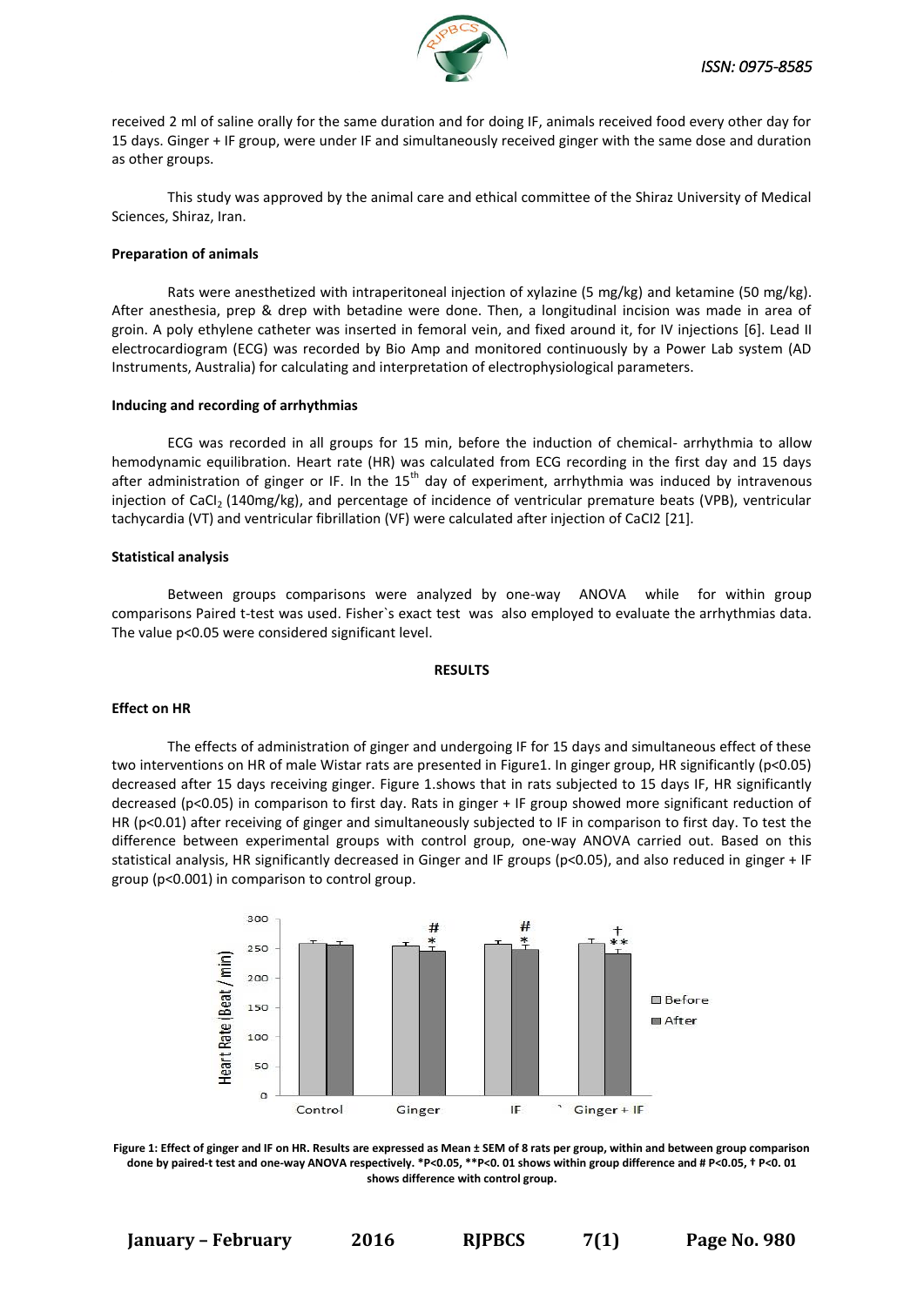received 2 ml of saline orally for the same duration and for doing IF, animals received food every other day for 15 days. Ginger + IF group, were under IF and simultaneously received ginger with the same dose and duration as other groups.

This study was approved by the animal care and ethical committee of the Shiraz University of Medical Sciences, Shiraz, Iran.

**Preparation of animals**

Rats were anesthetized with intraperitoneal injection of xylazine (5 mg/kg) and ketamine (50 mg/kg). After anesthesia, prep & drep with betadine were done. Then, a longitudinal incision was made in area of groin. A poly ethylene catheter was inserted in femoral vein, and fixed around it, for IV injections [6]. Lead II electrocardiogram (ECG) was recorded by Bio Amp and monitored continuously by a Power Lab system (AD Instruments, Australia) for calculating and interpretation of electrophysiological parameters.

**Inducing and recording of arrhythmias**

ECG was recorded in all groups for 15 min, before the induction of chemical- arrhythmia to allow hemodynamic equilibration. Heart rate (HR) was calculated from ECG recording in the first day and 15 days after administration of ginger or IF. In the 15th day of experiment, arrhythmia was induced by intravenous injection of $CaCl_2$ (140mg/kg), and percentage of incidence of ventricular premature beats (VPB), ventricular tachycardia (VT) and ventricular fibrillation (VF) were calculated after injection of CaCl2 [21].

**Statistical analysis**

Between groups comparisons were analyzed by one-way ANOVA while for within group comparisons Paired t-test was used. Fisher`s exact test was also employed to evaluate the arrhythmias data. The value p<0.05 were considered significant level.

**RESULTS**

**Effect on HR**

The effects of administration of ginger and undergoing IF for 15 days and simultaneous effect of these two interventions on HR of male Wistar rats are presented in Figure1. In ginger group, HR significantly (p<0.05) decreased after 15 days receiving ginger. Figure 1.shows that in rats subjected to 15 days IF, HR significantly decreased (p<0.05) in comparison to first day. Rats in ginger + IF group showed more significant reduction of HR (p<0.01) after receiving of ginger and simultaneously subjected to IF in comparison to first day. To test the difference between experimental groups with control group, one-way ANOVA carried out. Based on this statistical analysis, HR significantly decreased in Ginger and IF groups (p<0.05), and also reduced in ginger + IF group (p<0.001) in comparison to control group.

**Figure 1: Effect of ginger and IF on HR. Results are expressed as Mean ± SEM of 8 rats per group, within and between group comparison done by paired-t test and one-way ANOVA respectively. *P<0.05, **P<0. 01 shows within group difference and # P<0.05, † P<0. 01 shows difference with control group.**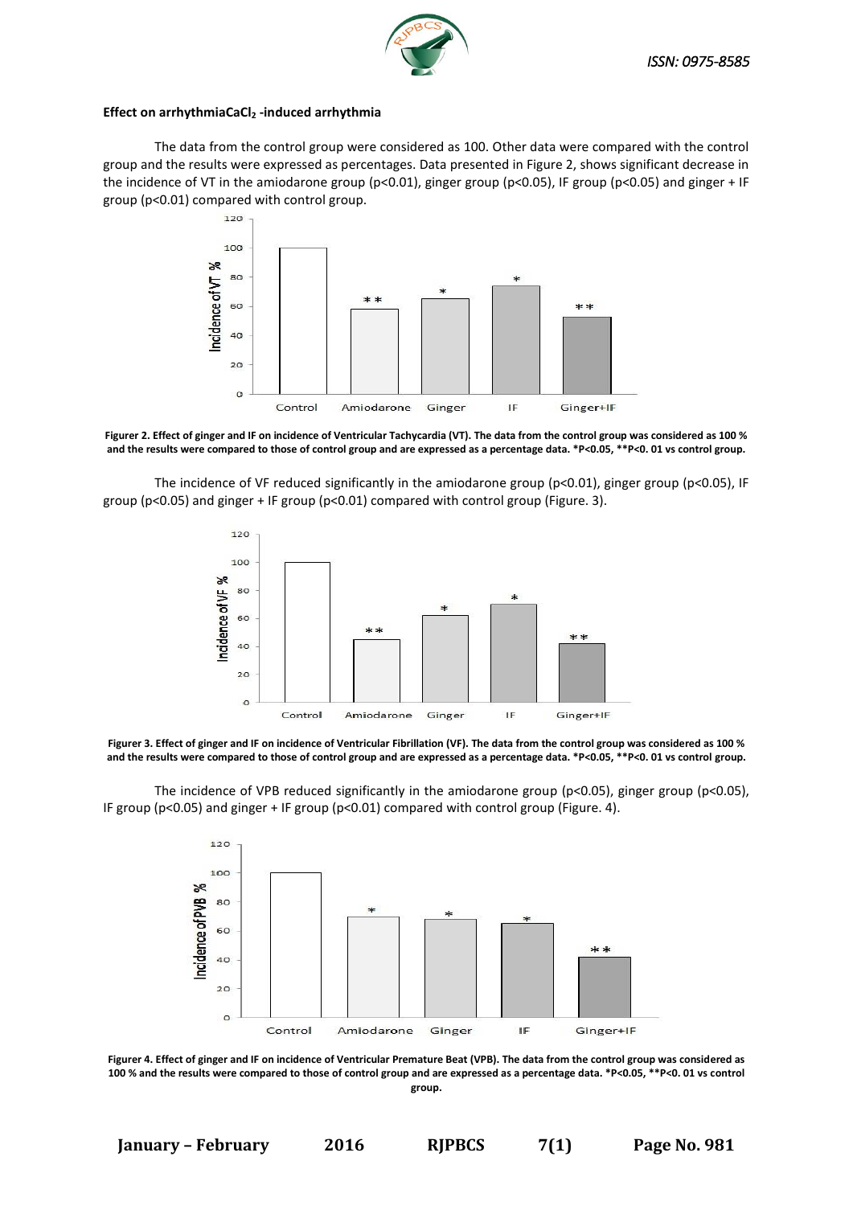#### Effect on arrhythmia $CaCl_2$ -induced arrhythmia

The data from the control group were considered as 100. Other data were compared with the control group and the results were expressed as percentages. Data presented in Figure 2, shows significant decrease in the incidence of VT in the amiodarone group ($p<0.01$), ginger group ($p<0.05$), IF group ($p<0.05$) and ginger + IF group ($p<0.01$) compared with control group.

**Figurer 2. Effect of ginger and IF on incidence of Ventricular Tachycardia (VT). The data from the control group was considered as 100 % and the results were compared to those of control group and are expressed as a percentage data. *P<0.05, **P<0. 01 vs control group.**

The incidence of VF reduced significantly in the amiodarone group ($p<0.01$), ginger group ($p<0.05$), IF group ($p<0.05$) and ginger + IF group ($p<0.01$) compared with control group (Figure. 3).

**Figurer 3. Effect of ginger and IF on incidence of Ventricular Fibrillation (VF). The data from the control group was considered as 100 % and the results were compared to those of control group and are expressed as a percentage data. *P<0.05, **P<0. 01 vs control group.**

The incidence of VPB reduced significantly in the amiodarone group ($p<0.05$), ginger group ($p<0.05$), IF group ($p<0.05$) and ginger + IF group ($p<0.01$) compared with control group (Figure. 4).

**Figurer 4. Effect of ginger and IF on incidence of Ventricular Premature Beat (VPB). The data from the control group was considered as 100 % and the results were compared to those of control group and are expressed as a percentage data. *P<0.05, **P<0. 01 vs control group.**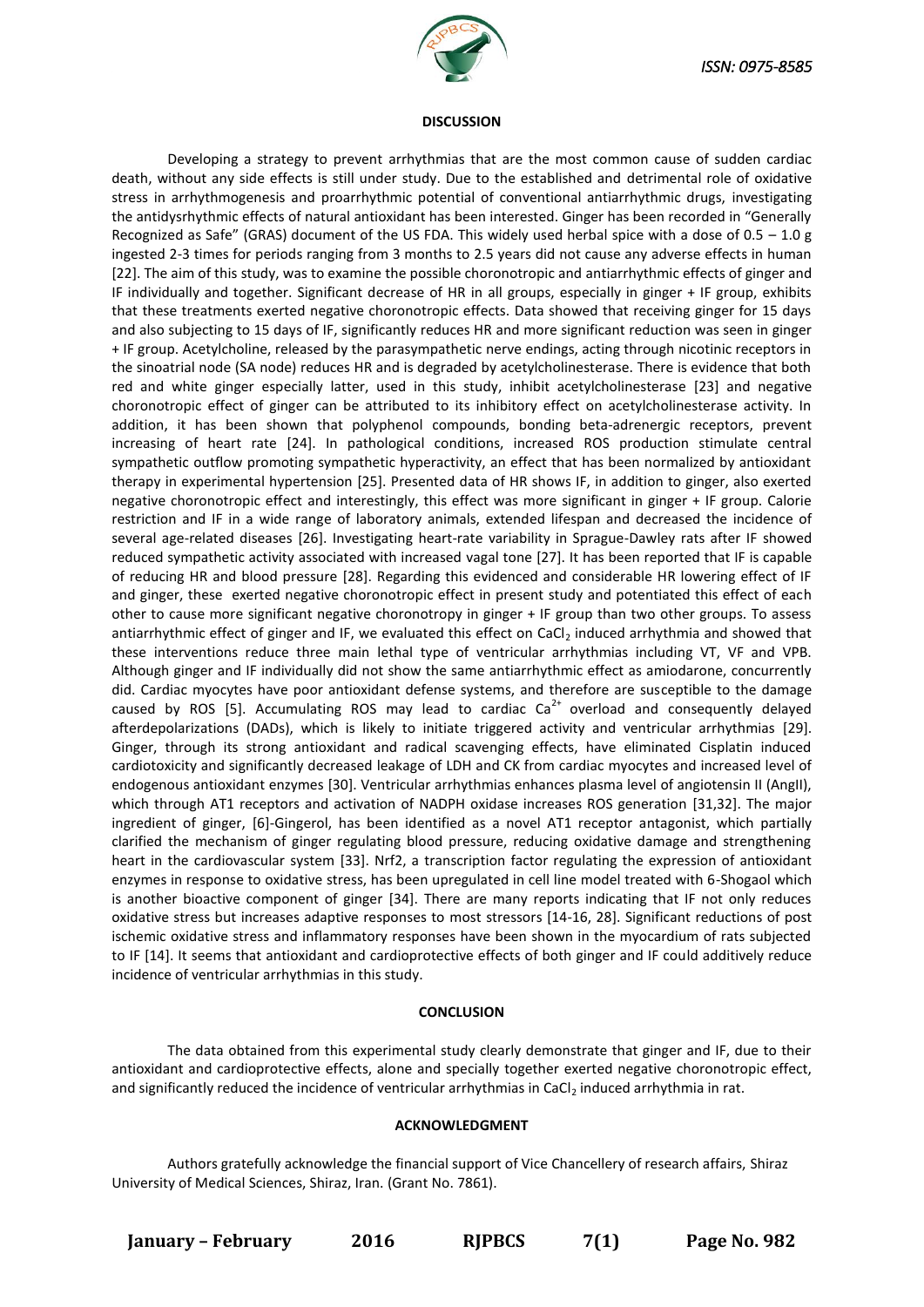## DISCUSSION

Developing a strategy to prevent arrhythmias that are the most common cause of sudden cardiac death, without any side effects is still under study. Due to the established and detrimental role of oxidative stress in arrhythmogenesis and proarrhythmic potential of conventional antiarrhythmic drugs, investigating the antidysrhythmic effects of natural antioxidant has been interested. Ginger has been recorded in "Generally Recognized as Safe" (GRAS) document of the US FDA. This widely used herbal spice with a dose of 0.5 – 1.0 g ingested 2-3 times for periods ranging from 3 months to 2.5 years did not cause any adverse effects in human [22]. The aim of this study, was to examine the possible choronotropic and antiarrhythmic effects of ginger and IF individually and together. Significant decrease of HR in all groups, especially in ginger + IF group, exhibits that these treatments exerted negative choronotropic effects. Data showed that receiving ginger for 15 days and also subjecting to 15 days of IF, significantly reduces HR and more significant reduction was seen in ginger + IF group. Acetylcholine, released by the parasympathetic nerve endings, acting through nicotinic receptors in the sinoatrial node (SA node) reduces HR and is degraded by acetylcholinesterase. There is evidence that both red and white ginger especially latter, used in this study, inhibit acetylcholinesterase [23] and negative choronotropic effect of ginger can be attributed to its inhibitory effect on acetylcholinesterase activity. In addition, it has been shown that polyphenol compounds, bonding beta-adrenergic receptors, prevent increasing of heart rate [24]. In pathological conditions, increased ROS production stimulate central sympathetic outflow promoting sympathetic hyperactivity, an effect that has been normalized by antioxidant therapy in experimental hypertension [25]. Presented data of HR shows IF, in addition to ginger, also exerted negative choronotropic effect and interestingly, this effect was more significant in ginger + IF group. Calorie restriction and IF in a wide range of laboratory animals, extended lifespan and decreased the incidence of several age-related diseases [26]. Investigating heart-rate variability in Sprague-Dawley rats after IF showed reduced sympathetic activity associated with increased vagal tone [27]. It has been reported that IF is capable of reducing HR and blood pressure [28]. Regarding this evidenced and considerable HR lowering effect of IF and ginger, these exerted negative choronotropic effect in present study and potentiated this effect of each other to cause more significant negative choronotropy in ginger + IF group than two other groups. To assess antiarrhythmic effect of ginger and IF, we evaluated this effect on $CaCl_2$ induced arrhythmia and showed that these interventions reduce three main lethal type of ventricular arrhythmias including VT, VF and VPB. Although ginger and IF individually did not show the same antiarrhythmic effect as amiodarone, concurrently did. Cardiac myocytes have poor antioxidant defense systems, and therefore are susceptible to the damage caused by ROS [5]. Accumulating ROS may lead to cardiac $Ca^{2+}$ overload and consequently delayed afterdepolarizations (DADs), which is likely to initiate triggered activity and ventricular arrhythmias [29]. Ginger, through its strong antioxidant and radical scavenging effects, have eliminated Cisplatin induced cardiotoxicity and significantly decreased leakage of LDH and CK from cardiac myocytes and increased level of endogenous antioxidant enzymes [30]. Ventricular arrhythmias enhances plasma level of angiotensin II (AngII), which through AT1 receptors and activation of NADPH oxidase increases ROS generation [31,32]. The major ingredient of ginger, [6]-Gingerol, has been identified as a novel AT1 receptor antagonist, which partially clarified the mechanism of ginger regulating blood pressure, reducing oxidative damage and strengthening heart in the cardiovascular system [33]. Nrf2, a transcription factor regulating the expression of antioxidant enzymes in response to oxidative stress, has been upregulated in cell line model treated with 6-Shogaol which is another bioactive component of ginger [34]. There are many reports indicating that IF not only reduces oxidative stress but increases adaptive responses to most stressors [14-16, 28]. Significant reductions of post ischemic oxidative stress and inflammatory responses have been shown in the myocardium of rats subjected to IF [14]. It seems that antioxidant and cardioprotective effects of both ginger and IF could additively reduce incidence of ventricular arrhythmias in this study.

## CONCLUSION

The data obtained from this experimental study clearly demonstrate that ginger and IF, due to their antioxidant and cardioprotective effects, alone and specially together exerted negative choronotropic effect, and significantly reduced the incidence of ventricular arrhythmias in $CaCl_2$ induced arrhythmia in rat.

## ACKNOWLEDGMENT

Authors gratefully acknowledge the financial support of Vice Chancellery of research affairs, Shiraz University of Medical Sciences, Shiraz, Iran. (Grant No. 7861).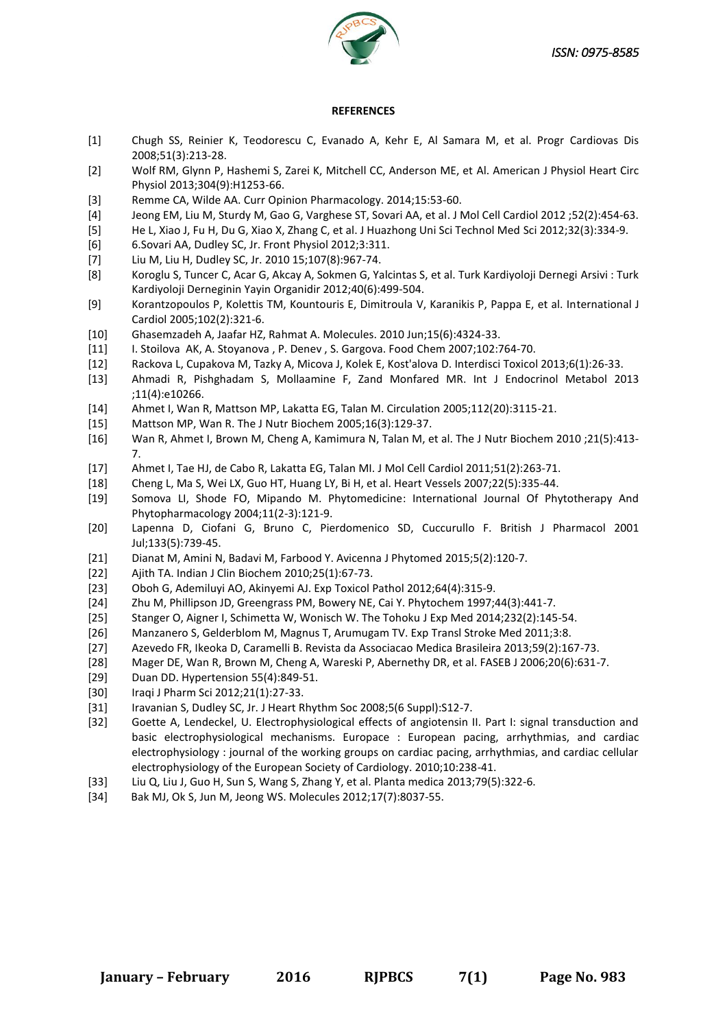**REFERENCES**

[1] Chugh SS, Reinier K, Teodorescu C, Evanado A, Kehr E, Al Samara M, et al. Progr Cardiovas Dis 2008;51(3):213-28.

[2] Wolf RM, Glynn P, Hashemi S, Zarei K, Mitchell CC, Anderson ME, et Al. American J Physiol Heart Circ Physiol 2013;304(9):H1253-66.

[3] Remme CA, Wilde AA. Curr Opinion Pharmacology. 2014;15:53-60.

[4] Jeong EM, Liu M, Sturdy M, Gao G, Varghese ST, Sovari AA, et al. J Mol Cell Cardiol 2012 ;52(2):454-63.

[5] He L, Xiao J, Fu H, Du G, Xiao X, Zhang C, et al. J Huazhong Uni Sci Technol Med Sci 2012;32(3):334-9.

[6] 6.Sovari AA, Dudley SC, Jr. Front Physiol 2012;3:311.

[7] Liu M, Liu H, Dudley SC, Jr. 2010 15;107(8):967-74.

[8] Koroglu S, Tuncer C, Acar G, Akcay A, Sokmen G, Yalcintas S, et al. Turk Kardiyoloji Dernegi Arsivi : Turk Kardiyoloji Derneginin Yayin Organidir 2012;40(6):499-504.

[9] Korantzopoulos P, Kolettis TM, Kountouris E, Dimitroula V, Karanikis P, Pappa E, et al. International J Cardiol 2005;102(2):321-6.

[10] Ghasemzadeh A, Jaafar HZ, Rahmat A. Molecules. 2010 Jun;15(6):4324-33.

[11] I. Stoilova AK, A. Stoyanova , P. Denev , S. Gargova. Food Chem 2007;102:764-70.

[12] Rackova L, Cupakova M, Tazky A, Micova J, Kolek E, Kost'alova D. Interdisci Toxicol 2013;6(1):26-33.

[13] Ahmadi R, Pishghadam S, Mollaamine F, Zand Monfared MR. Int J Endocrinol Metabol 2013 ;11(4):e10266.

[14] Ahmet I, Wan R, Mattson MP, Lakatta EG, Talan M. Circulation 2005;112(20):3115-21.

[15] Mattson MP, Wan R. The J Nutr Biochem 2005;16(3):129-37.

[16] Wan R, Ahmet I, Brown M, Cheng A, Kamimura N, Talan M, et al. The J Nutr Biochem 2010 ;21(5):413-7.

[17] Ahmet I, Tae HJ, de Cabo R, Lakatta EG, Talan MI. J Mol Cell Cardiol 2011;51(2):263-71.

[18] Cheng L, Ma S, Wei LX, Guo HT, Huang LY, Bi H, et al. Heart Vessels 2007;22(5):335-44.

[19] Somova LI, Shode FO, Mipando M. Phytomedicine: International Journal Of Phytotherapy And Phytopharmacology 2004;11(2-3):121-9.

[20] Lapenna D, Ciofani G, Bruno C, Pierdomenico SD, Cuccurullo F. British J Pharmacol 2001 Jul;133(5):739-45.

[21] Dianat M, Amini N, Badavi M, Farbood Y. Avicenna J Phytomed 2015;5(2):120-7.

[22] Ajith TA. Indian J Clin Biochem 2010;25(1):67-73.

[23] Oboh G, Ademiluyi AO, Akinyemi AJ. Exp Toxicol Pathol 2012;64(4):315-9.

[24] Zhu M, Phillipson JD, Greengrass PM, Bowery NE, Cai Y. Phytochem 1997;44(3):441-7.

[25] Stanger O, Aigner I, Schimetta W, Wonisch W. The Tohoku J Exp Med 2014;232(2):145-54.

[26] Manzanero S, Gelderblom M, Magnus T, Arumugam TV. Exp Transl Stroke Med 2011;3:8.

[27] Azevedo FR, Ikeoka D, Caramelli B. Revista da Associacao Medica Brasileira 2013;59(2):167-73.

[28] Mager DE, Wan R, Brown M, Cheng A, Wareski P, Abernethy DR, et al. FASEB J 2006;20(6):631-7.

[29] Duan DD. Hypertension 55(4):849-51.

[30] Iraqi J Pharm Sci 2012;21(1):27-33.

[31] Iravanian S, Dudley SC, Jr. J Heart Rhythm Soc 2008;5(6 Suppl):S12-7.

[32] Goette A, Lendeckel, U. Electrophysiological effects of angiotensin II. Part I: signal transduction and basic electrophysiological mechanisms. Europace : European pacing, arrhythmias, and cardiac electrophysiology : journal of the working groups on cardiac pacing, arrhythmias, and cardiac cellular electrophysiology of the European Society of Cardiology. 2010;10:238-41.

[33] Liu Q, Liu J, Guo H, Sun S, Wang S, Zhang Y, et al. Planta medica 2013;79(5):322-6.

[34] Bak MJ, Ok S, Jun M, Jeong WS. Molecules 2012;17(7):8037-55.